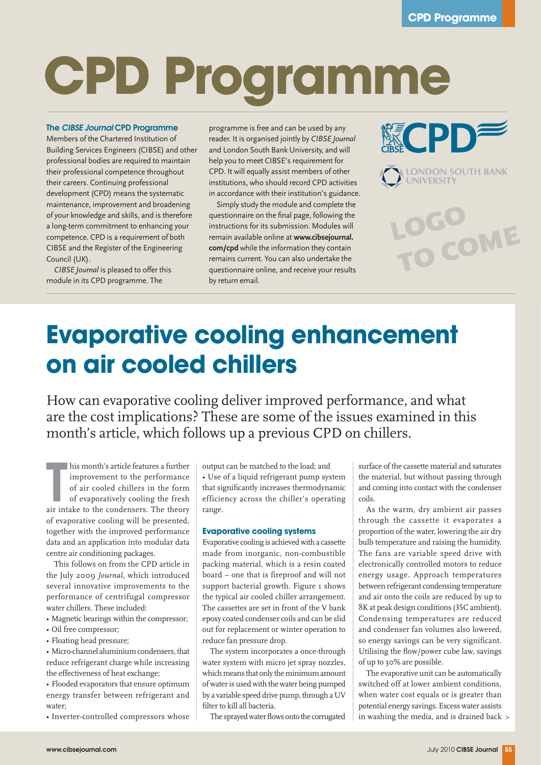# CPD Programme

### The *CIBSE Journal* CPD Programme

Members of the Chartered Institution of Building Services Engineers (CIBSE) and other professional bodies are required to maintain their professional competence throughout their careers. Continuing professional development (CPD) means the systematic maintenance, improvement and broadening of your knowledge and skills, and is therefore a long-term commitment to enhancing your competence. CPD is a requirement of both CIBSE and the Register of the Engineering Council (UK).

*CIBSE Journal* is pleased to offer this module in its CPD programme. The programme is free and can be used by any reader. It is organised jointly by *CIBSE Journal* and London South Bank University, and will help you to meet CIBSE's requirement for CPD. It will equally assist members of other institutions, who should record CPD activities in accordance with their institution's guidance.

Simply study the module and complete the questionnaire on the final page, following the instructions for its submission. Modules will remain available online at **www.cibsejournal.com/cpd** while the information they contain remains current. You can also undertake the questionnaire online, and receive your results by return email.

# Evaporative cooling enhancement on air cooled chillers

How can evaporative cooling deliver improved performance, and what are the cost implications? These are some of the issues examined in this month's article, which follows up a previous CPD on chillers.

This month's article features a further improvement to the performance of air cooled chillers in the form of evaporatively cooling the fresh air intake to the condensers. The theory of evaporative cooling will be presented, together with the improved performance data and an application into modular data centre air conditioning packages.

This follows on from the CPD article in the July 2009 *Journal*, which introduced several innovative improvements to the performance of centrifugal compressor water chillers. These included:

- Magnetic bearings within the compressor;
- Oil free compressor;
- Floating head pressure;
- Micro-channel aluminium condensers, that reduce refrigerant charge while increasing the effectiveness of heat exchange;
- Flooded evaporators that ensure optimum energy transfer between refrigerant and water;
- Inverter-controlled compressors whose output can be matched to the load; and
- Use of a liquid refrigerant pump system that significantly increases thermodynamic efficiency across the chiller's operating range.

### Evaporative cooling systems

Evaporative cooling is achieved with a cassette made from inorganic, non-combustible packing material, which is a resin coated board – one that is fireproof and will not support bacterial growth. Figure 1 shows the typical air cooled chiller arrangement. The cassettes are set in front of the V bank epoxy coated condenser coils and can be slid out for replacement or winter operation to reduce fan pressure drop.

The system incorporates a once-through water system with micro jet spray nozzles, which means that only the minimum amount of water is used with the water being pumped by a variable speed drive pump, through a UV filter to kill all bacteria.

The sprayed water flows onto the corrugated surface of the cassette material and saturates the material, but without passing through and coming into contact with the condenser coils.

As the warm, dry ambient air passes through the cassette it evaporates a proportion of the water, lowering the air dry bulb temperature and raising the humidity. The fans are variable speed drive with electronically controlled motors to reduce energy usage. Approach temperatures between refrigerant condensing temperature and air onto the coils are reduced by up to 8K at peak design conditions (35C ambient). Condensing temperatures are reduced and condenser fan volumes also lowered, so energy savings can be very significant. Utilising the flow/power cube law, savings of up to 30% are possible.

The evaporative unit can be automatically switched off at lower ambient conditions, when water cost equals or is greater than potential energy savings. Excess water assists in washing the media, and is drained back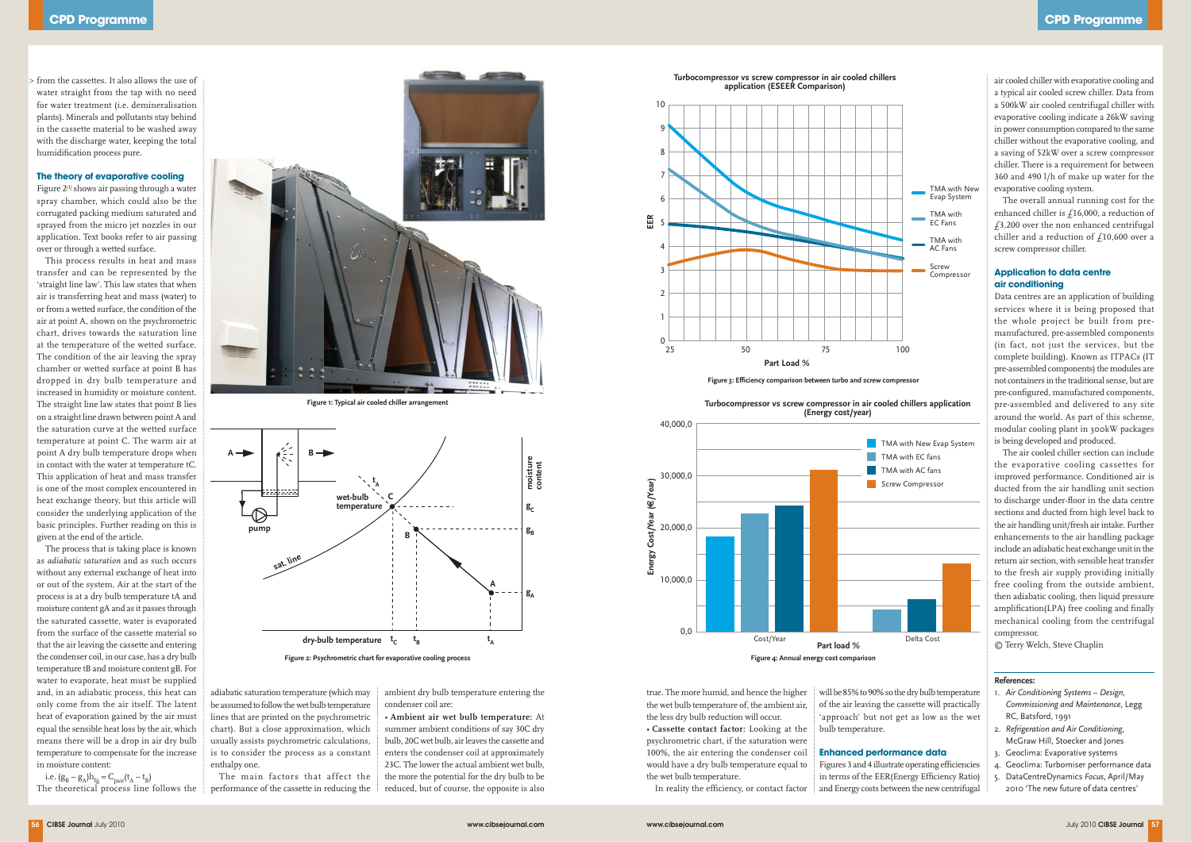from the cassettes. It also allows the use of water straight from the tap with no need for water treatment (i.e. demineralisation plants). Minerals and pollutants stay behind in the cassette material to be washed away with the discharge water, keeping the total humidification process pure.

## The theory of evaporative cooling

Figure 2[1] shows air passing through a water spray chamber, which could also be the corrugated packing medium saturated and sprayed from the micro jet nozzles in our application. Text books refer to air passing over or through a wetted surface.

This process results in heat and mass transfer and can be represented by the 'straight line law'. This law states that when air is transferring heat and mass (water) to or from a wetted surface, the condition of the air at point A, shown on the psychrometric chart, drives towards the saturation line at the temperature of the wetted surface. The condition of the air leaving the spray chamber or wetted surface at point B has dropped in dry bulb temperature and increased in humidity or moisture content. The straight line law states that point B lies on a straight line drawn between point A and the saturation curve at the wetted surface temperature at point C. The warm air at point A dry bulb temperature drops when in contact with the water at temperature tC. This application of heat and mass transfer is one of the most complex encountered in heat exchange theory, but this article will consider the underlying application of the basic principles. Further reading on this is given at the end of the article.

The process that is taking place is known as *adiabatic saturation* and as such occurs without any external exchange of heat into or out of the system. Air at the start of the process is at a dry bulb temperature tA and moisture content gA and as it passes through the saturated cassette, water is evaporated from the surface of the cassette material so that the air leaving the cassette and entering the condenser coil, in our case, has a dry bulb temperature tB and moisture content gB. For water to evaporate, heat must be supplied and, in an adiabatic process, this heat can only come from the air itself. The latent heat of evaporation gained by the air must equal the sensible heat loss by the air, which means there will be a drop in air dry bulb temperature to compensate for the increase in moisture content:

i.e. $(g_B - g_A)h_{fg} = C_{pair}(t_A - t_B)$

The theoretical process line follows the adiabatic saturation temperature (which may be assumed to follow the wet bulb temperature lines that are printed on the psychrometric chart). But a close approximation, which usually assists psychrometric calculations, is to consider the process as a constant enthalpy one.

The main factors that affect the performance of the cassette in reducing the ambient dry bulb temperature entering the condenser coil are:

- **Ambient air wet bulb temperature:** At summer ambient conditions of say 30C dry bulb, 20C wet bulb, air leaves the cassette and enters the condenser coil at approximately 23C. The lower the actual ambient wet bulb, the more the potential for the dry bulb to be reduced, but of course, the opposite is also true. The more humid, and hence the higher the wet bulb temperature of, the ambient air, the less dry bulb reduction will occur.
- **Cassette contact factor:** Looking at the psychrometric chart, if the saturation were 100%, the air entering the condenser coil would have a dry bulb temperature equal to the wet bulb temperature.

In reality the efficiency, or contact factor will be 85% to 90% so the dry bulb temperature of the air leaving the cassette will practically 'approach' but not get as low as the wet bulb temperature.

Figure 1: Typical air cooled chiller arrangement

Figure 2: Psychrometric chart for evaporative cooling process

Figure 3: Efficiency comparison between turbo and screw compressor

Figure 4: Annual energy cost comparison

## Enhanced performance data

Figures 3 and 4 illustrate operating efficiencies in terms of the EER(Energy Efficiency Ratio) and Energy costs between the new centrifugal air cooled chiller with evaporative cooling and a typical air cooled screw chiller. Data from a 500kW air cooled centrifugal chiller with evaporative cooling indicate a 26kW saving in power consumption compared to the same chiller without the evaporative cooling, and a saving of 52kW over a screw compressor chiller. There is a requirement for between 360 and 490 l/h of make up water for the evaporative cooling system.

The overall annual running cost for the enhanced chiller is £16,000, a reduction of £3,200 over the non enhanced centrifugal chiller and a reduction of £10,600 over a screw compressor chiller.

## Application to data centre air conditioning

Data centres are an application of building services where it is being proposed that the whole project be built from pre-manufactured, pre-assembled components (in fact, not just the services, but the complete building). Known as ITPACs (IT pre-assembled components) the modules are not containers in the traditional sense, but are pre-configured, manufactured components, pre-assembled and delivered to any site around the world. As part of this scheme, modular cooling plant in 300kW packages is being developed and produced.

The air cooled chiller section can include the evaporative cooling cassettes for improved performance. Conditioned air is ducted from the air handling unit section to discharge under-floor in the data centre sections and ducted from high level back to the air handling unit/fresh air intake. Further enhancements to the air handling package include an adiabatic heat exchange unit in the return air section, with sensible heat transfer to the fresh air supply providing initially free cooling from the outside ambient, then adiabatic cooling, then liquid pressure amplification(LPA) free cooling and finally mechanical cooling from the centrifugal compressor.

© Terry Welch, Steve Chaplin

### References:

1. *Air Conditioning Systems – Design, Commissioning and Maintenance*, Legg RC, Batsford, 1991
2. *Refrigeration and Air Conditioning*, McGraw Hill, Stoecker and Jones
3. Geoclima: Evaporative systems
4. Geoclima: Turbomiser performance data
5. DataCentreDynamics *Focus*, April/May 2010 'The new future of data centres'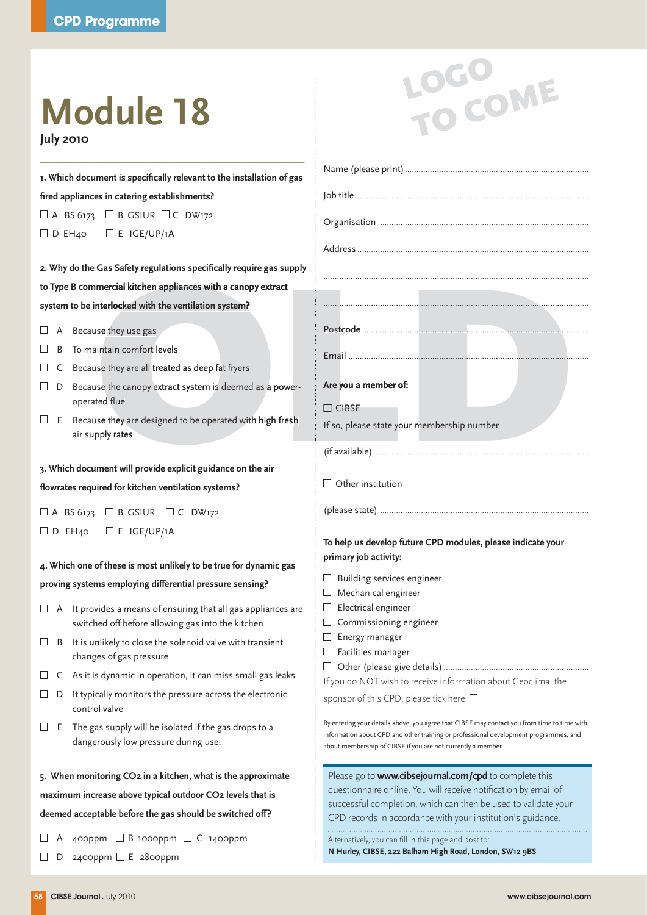CPD Programme

# Module 18

**July 2010**

**1. Which document is specifically relevant to the installation of gas fired appliances in catering establishments?**

☐ A BS 6173 ☐ B GSIUR ☐ C DW172

☐ D EH40 ☐ E IGE/UP/1A

**2. Why do the Gas Safety regulations specifically require gas supply to Type B commercial kitchen appliances with a canopy extract system to be interlocked with the ventilation system?**

☐ A Because they use gas

☐ B To maintain comfort levels

☐ C Because they are all treated as deep fat fryers

☐ D Because the canopy extract system is deemed as a power-operated flue

☐ E Because they are designed to be operated with high fresh air supply rates

**3. Which document will provide explicit guidance on the air flowrates required for kitchen ventilation systems?**

☐ A BS 6173 ☐ B GSIUR ☐ C DW172

☐ D EH40 ☐ E IGE/UP/1A

**4. Which one of these is most unlikely to be true for dynamic gas proving systems employing differential pressure sensing?**

☐ A It provides a means of ensuring that all gas appliances are switched off before allowing gas into the kitchen

☐ B It is unlikely to close the solenoid valve with transient changes of gas pressure

☐ C As it is dynamic in operation, it can miss small gas leaks

☐ D It typically monitors the pressure across the electronic control valve

☐ E The gas supply will be isolated if the gas drops to a dangerously low pressure during use.

**5. When monitoring $CO_2$ in a kitchen, what is the approximate maximum increase above typical outdoor $CO_2$ levels that is deemed acceptable before the gas should be switched off?**

☐ A 400ppm ☐ B 1000ppm ☐ C 1400ppm

☐ D 2400ppm ☐ E 2800ppm

LOGO TO COME

Name (please print) ..........

Job title ..........

Organisation ..........

Address ..........

..........

..........

Postcode ..........

Email ..........

**Are you a member of:**

☐ CIBSE

If so, please state your membership number

(if available) ..........

☐ Other institution

(please state) ..........

**To help us develop future CPD modules, please indicate your primary job activity:**

☐ Building services engineer

☐ Mechanical engineer

☐ Electrical engineer

☐ Commissioning engineer

☐ Energy manager

☐ Facilities manager

☐ Other (please give details) ..........

If you do NOT wish to receive information about Geoclima, the sponsor of this CPD, please tick here: ☐

By entering your details above, you agree that CIBSE may contact you from time to time with information about CPD and other training or professional development programmes, and about membership of CIBSE if you are not currently a member.

Please go to **www.cibsejournal.com/cpd** to complete this questionnaire online. You will receive notification by email of successful completion, which can then be used to validate your CPD records in accordance with your institution's guidance.

Alternatively, you can fill in this page and post to:
**N Hurley, CIBSE, 222 Balham High Road, London, SW12 9BS**